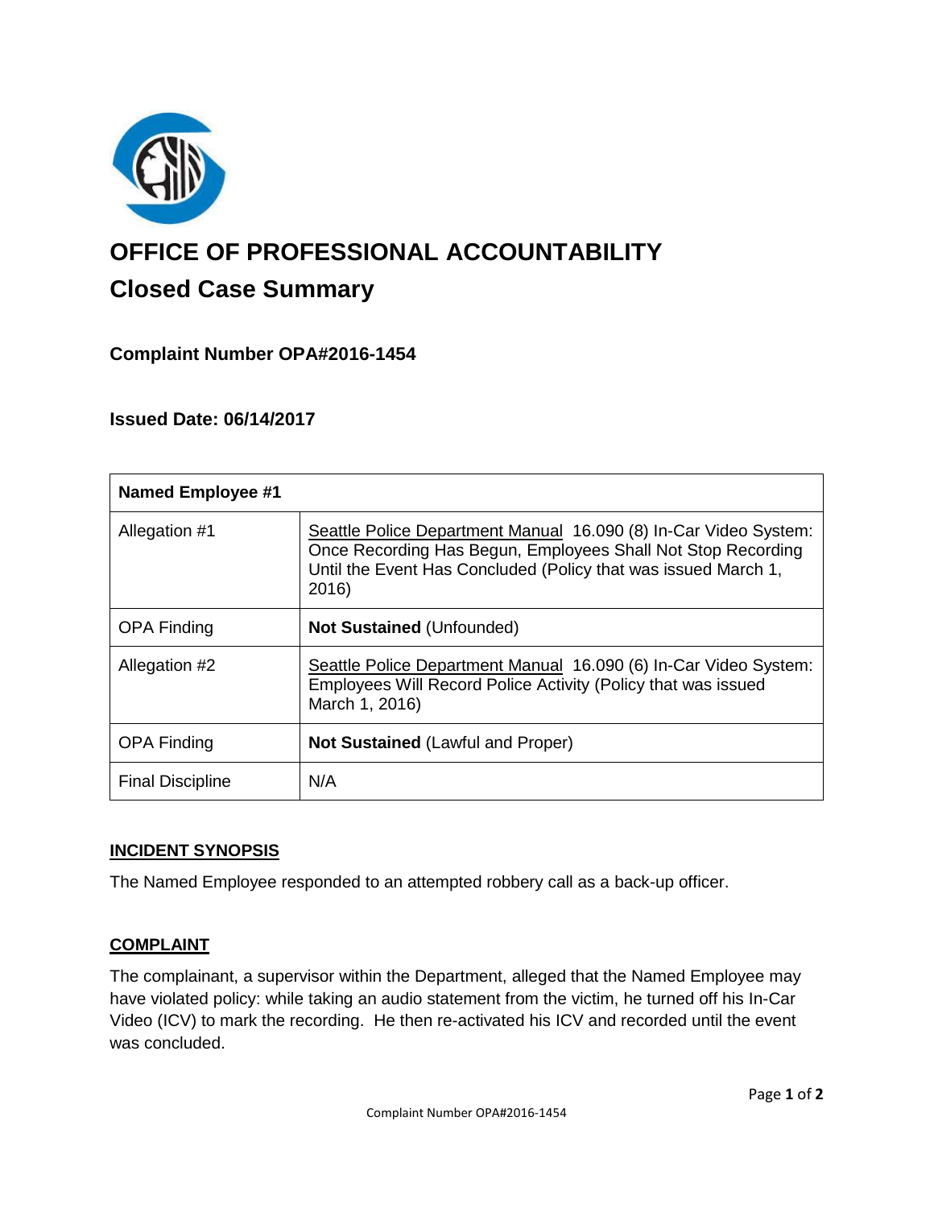# OFFICE OF PROFESSIONAL ACCOUNTABILITY

## Closed Case Summary

### Complaint Number OPA#2016-1454

### Issued Date: 06/14/2017

| Named Employee #1 | |
|---|---|
| Allegation #1 | Seattle Police Department Manual 16.090 (8) In-Car Video System: Once Recording Has Begun, Employees Shall Not Stop Recording Until the Event Has Concluded (Policy that was issued March 1, 2016) |
| OPA Finding | **Not Sustained** (Unfounded) |
| Allegation #2 | Seattle Police Department Manual 16.090 (6) In-Car Video System: Employees Will Record Police Activity (Policy that was issued March 1, 2016) |
| OPA Finding | **Not Sustained** (Lawful and Proper) |
| Final Discipline | N/A |

**INCIDENT SYNOPSIS**

The Named Employee responded to an attempted robbery call as a back-up officer.

**COMPLAINT**

The complainant, a supervisor within the Department, alleged that the Named Employee may have violated policy: while taking an audio statement from the victim, he turned off his In-Car Video (ICV) to mark the recording. He then re-activated his ICV and recorded until the event was concluded.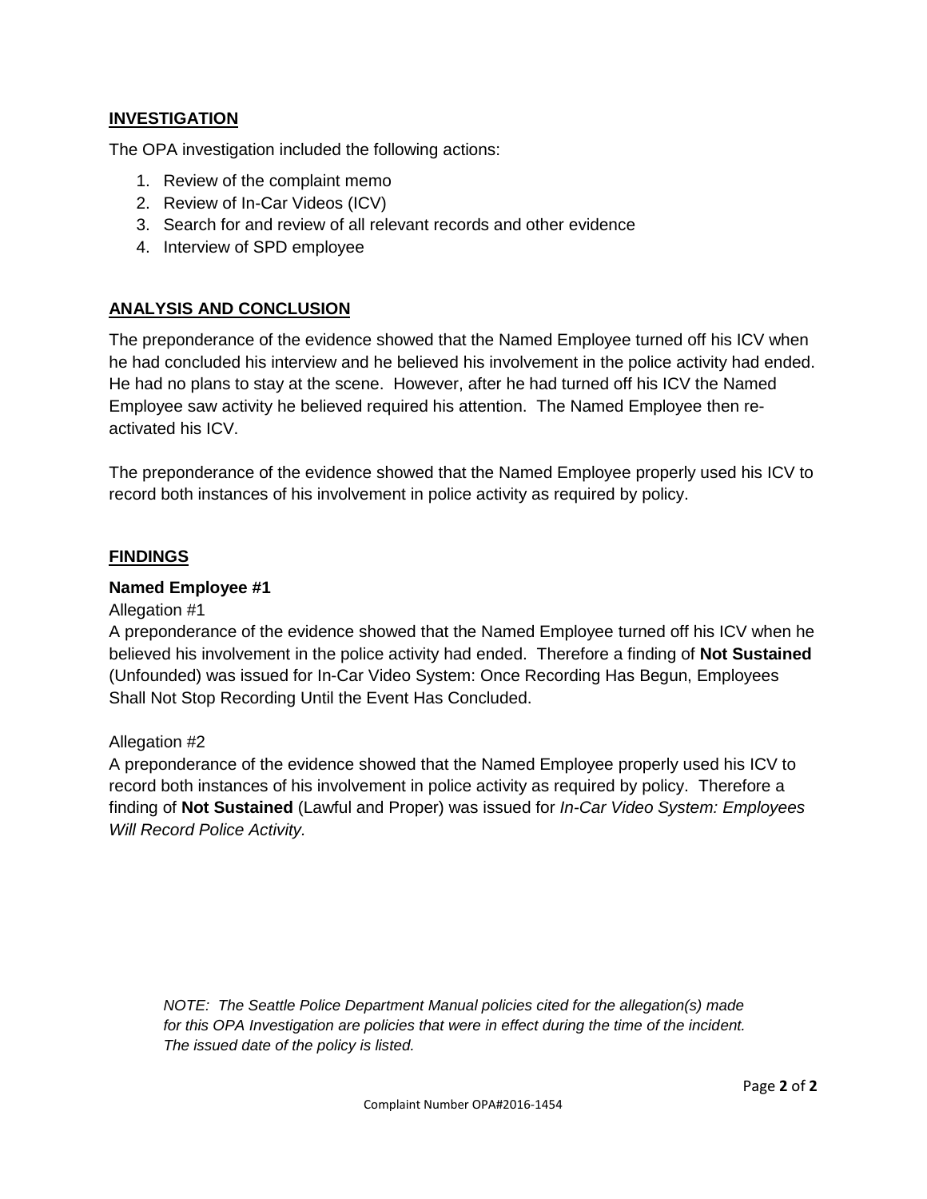## INVESTIGATION

The OPA investigation included the following actions:

1. Review of the complaint memo
2. Review of In-Car Videos (ICV)
3. Search for and review of all relevant records and other evidence
4. Interview of SPD employee

## ANALYSIS AND CONCLUSION

The preponderance of the evidence showed that the Named Employee turned off his ICV when he had concluded his interview and he believed his involvement in the police activity had ended. He had no plans to stay at the scene. However, after he had turned off his ICV the Named Employee saw activity he believed required his attention. The Named Employee then re-activated his ICV.

The preponderance of the evidence showed that the Named Employee properly used his ICV to record both instances of his involvement in police activity as required by policy.

## FINDINGS

**Named Employee #1**

Allegation #1

A preponderance of the evidence showed that the Named Employee turned off his ICV when he believed his involvement in the police activity had ended. Therefore a finding of **Not Sustained** (Unfounded) was issued for In-Car Video System: Once Recording Has Begun, Employees Shall Not Stop Recording Until the Event Has Concluded.

Allegation #2

A preponderance of the evidence showed that the Named Employee properly used his ICV to record both instances of his involvement in police activity as required by policy. Therefore a finding of **Not Sustained** (Lawful and Proper) was issued for *In-Car Video System: Employees Will Record Police Activity.*

*NOTE: The Seattle Police Department Manual policies cited for the allegation(s) made for this OPA Investigation are policies that were in effect during the time of the incident. The issued date of the policy is listed.*

Complaint Number OPA#2016-1454